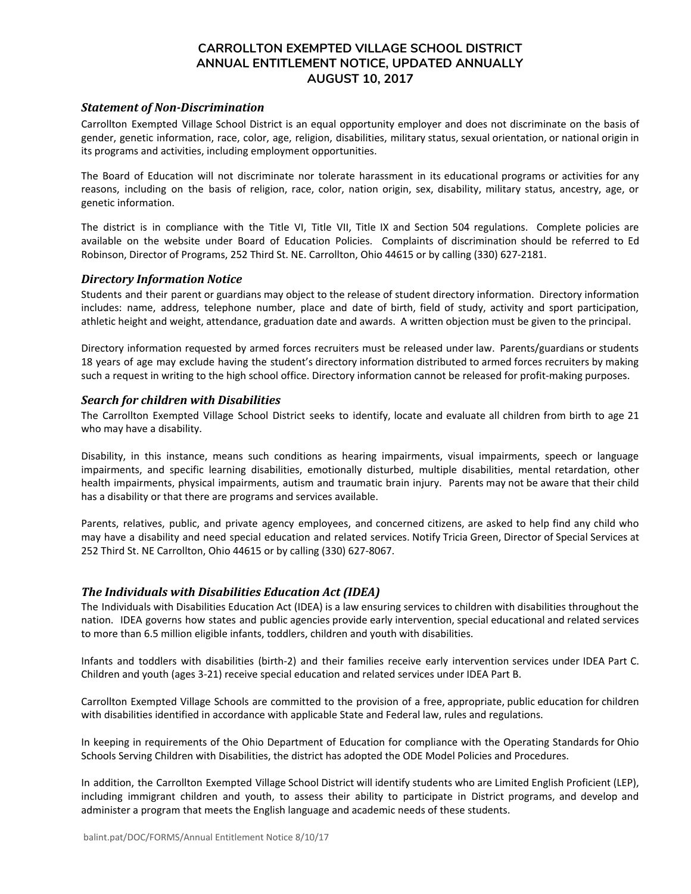# CARROLLTON EXEMPTED VILLAGE SCHOOL DISTRICT
# ANNUAL ENTITLEMENT NOTICE, UPDATED ANNUALLY
# AUGUST 10, 2017

### *Statement of Non-Discrimination*

Carrollton Exempted Village School District is an equal opportunity employer and does not discriminate on the basis of gender, genetic information, race, color, age, religion, disabilities, military status, sexual orientation, or national origin in its programs and activities, including employment opportunities.

The Board of Education will not discriminate nor tolerate harassment in its educational programs or activities for any reasons, including on the basis of religion, race, color, nation origin, sex, disability, military status, ancestry, age, or genetic information.

The district is in compliance with the Title VI, Title VII, Title IX and Section 504 regulations. Complete policies are available on the website under Board of Education Policies. Complaints of discrimination should be referred to Ed Robinson, Director of Programs, 252 Third St. NE. Carrollton, Ohio 44615 or by calling (330) 627-2181.

### *Directory Information Notice*

Students and their parent or guardians may object to the release of student directory information. Directory information includes: name, address, telephone number, place and date of birth, field of study, activity and sport participation, athletic height and weight, attendance, graduation date and awards. A written objection must be given to the principal.

Directory information requested by armed forces recruiters must be released under law. Parents/guardians or students 18 years of age may exclude having the student's directory information distributed to armed forces recruiters by making such a request in writing to the high school office. Directory information cannot be released for profit-making purposes.

### *Search for children with Disabilities*

The Carrollton Exempted Village School District seeks to identify, locate and evaluate all children from birth to age 21 who may have a disability.

Disability, in this instance, means such conditions as hearing impairments, visual impairments, speech or language impairments, and specific learning disabilities, emotionally disturbed, multiple disabilities, mental retardation, other health impairments, physical impairments, autism and traumatic brain injury. Parents may not be aware that their child has a disability or that there are programs and services available.

Parents, relatives, public, and private agency employees, and concerned citizens, are asked to help find any child who may have a disability and need special education and related services. Notify Tricia Green, Director of Special Services at 252 Third St. NE Carrollton, Ohio 44615 or by calling (330) 627-8067.

### *The Individuals with Disabilities Education Act (IDEA)*

The Individuals with Disabilities Education Act (IDEA) is a law ensuring services to children with disabilities throughout the nation. IDEA governs how states and public agencies provide early intervention, special educational and related services to more than 6.5 million eligible infants, toddlers, children and youth with disabilities.

Infants and toddlers with disabilities (birth-2) and their families receive early intervention services under IDEA Part C. Children and youth (ages 3-21) receive special education and related services under IDEA Part B.

Carrollton Exempted Village Schools are committed to the provision of a free, appropriate, public education for children with disabilities identified in accordance with applicable State and Federal law, rules and regulations.

In keeping in requirements of the Ohio Department of Education for compliance with the Operating Standards for Ohio Schools Serving Children with Disabilities, the district has adopted the ODE Model Policies and Procedures.

In addition, the Carrollton Exempted Village School District will identify students who are Limited English Proficient (LEP), including immigrant children and youth, to assess their ability to participate in District programs, and develop and administer a program that meets the English language and academic needs of these students.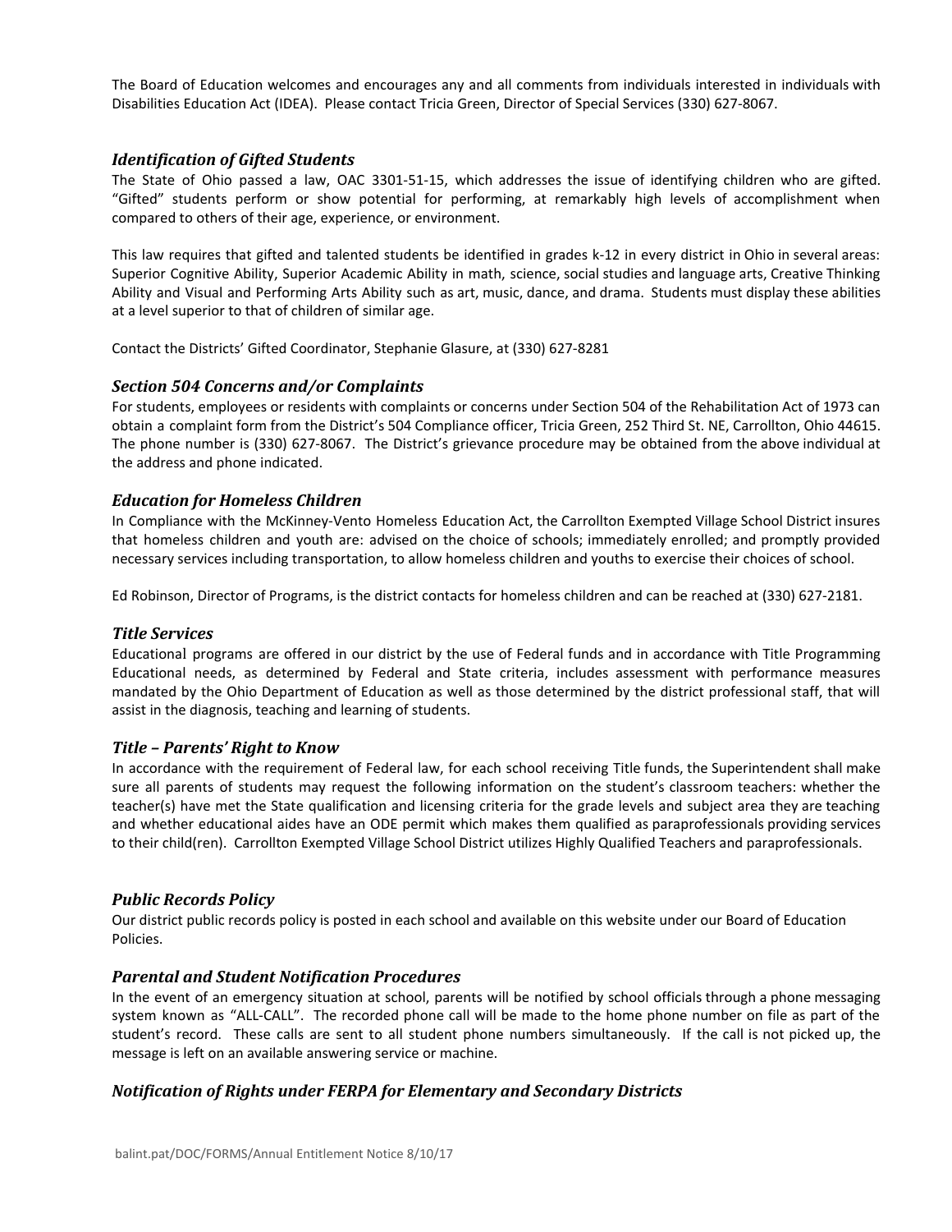The Board of Education welcomes and encourages any and all comments from individuals interested in individuals with Disabilities Education Act (IDEA). Please contact Tricia Green, Director of Special Services (330) 627-8067.

### *Identification of Gifted Students*

The State of Ohio passed a law, OAC 3301-51-15, which addresses the issue of identifying children who are gifted. "Gifted" students perform or show potential for performing, at remarkably high levels of accomplishment when compared to others of their age, experience, or environment.

This law requires that gifted and talented students be identified in grades k-12 in every district in Ohio in several areas: Superior Cognitive Ability, Superior Academic Ability in math, science, social studies and language arts, Creative Thinking Ability and Visual and Performing Arts Ability such as art, music, dance, and drama. Students must display these abilities at a level superior to that of children of similar age.

Contact the Districts' Gifted Coordinator, Stephanie Glasure, at (330) 627-8281

### *Section 504 Concerns and/or Complaints*

For students, employees or residents with complaints or concerns under Section 504 of the Rehabilitation Act of 1973 can obtain a complaint form from the District's 504 Compliance officer, Tricia Green, 252 Third St. NE, Carrollton, Ohio 44615. The phone number is (330) 627-8067. The District's grievance procedure may be obtained from the above individual at the address and phone indicated.

### *Education for Homeless Children*

In Compliance with the McKinney-Vento Homeless Education Act, the Carrollton Exempted Village School District insures that homeless children and youth are: advised on the choice of schools; immediately enrolled; and promptly provided necessary services including transportation, to allow homeless children and youths to exercise their choices of school.

Ed Robinson, Director of Programs, is the district contacts for homeless children and can be reached at (330) 627-2181.

### *Title Services*

Educational programs are offered in our district by the use of Federal funds and in accordance with Title Programming Educational needs, as determined by Federal and State criteria, includes assessment with performance measures mandated by the Ohio Department of Education as well as those determined by the district professional staff, that will assist in the diagnosis, teaching and learning of students.

### *Title – Parents' Right to Know*

In accordance with the requirement of Federal law, for each school receiving Title funds, the Superintendent shall make sure all parents of students may request the following information on the student's classroom teachers: whether the teacher(s) have met the State qualification and licensing criteria for the grade levels and subject area they are teaching and whether educational aides have an ODE permit which makes them qualified as paraprofessionals providing services to their child(ren). Carrollton Exempted Village School District utilizes Highly Qualified Teachers and paraprofessionals.

### *Public Records Policy*

Our district public records policy is posted in each school and available on this website under our Board of Education Policies.

### *Parental and Student Notification Procedures*

In the event of an emergency situation at school, parents will be notified by school officials through a phone messaging system known as "ALL-CALL". The recorded phone call will be made to the home phone number on file as part of the student's record. These calls are sent to all student phone numbers simultaneously. If the call is not picked up, the message is left on an available answering service or machine.

### *Notification of Rights under FERPA for Elementary and Secondary Districts*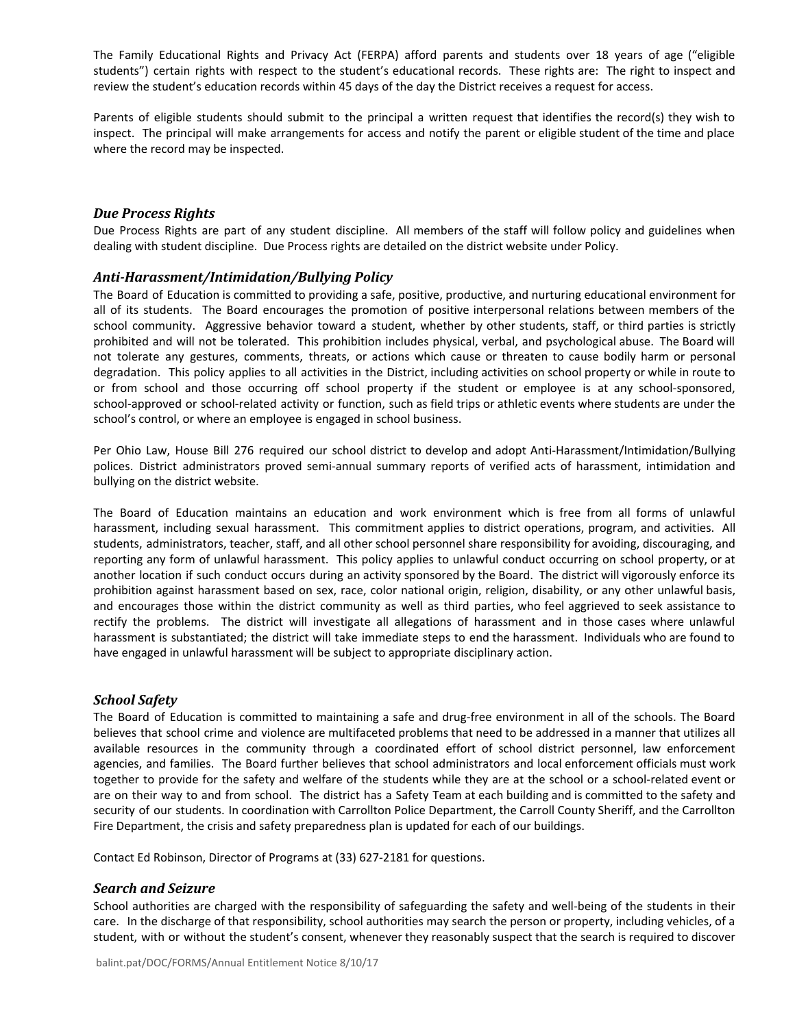The Family Educational Rights and Privacy Act (FERPA) afford parents and students over 18 years of age ("eligible students") certain rights with respect to the student's educational records. These rights are: The right to inspect and review the student's education records within 45 days of the day the District receives a request for access.

Parents of eligible students should submit to the principal a written request that identifies the record(s) they wish to inspect. The principal will make arrangements for access and notify the parent or eligible student of the time and place where the record may be inspected.

### *Due Process Rights*

Due Process Rights are part of any student discipline. All members of the staff will follow policy and guidelines when dealing with student discipline. Due Process rights are detailed on the district website under Policy.

### *Anti-Harassment/Intimidation/Bullying Policy*

The Board of Education is committed to providing a safe, positive, productive, and nurturing educational environment for all of its students. The Board encourages the promotion of positive interpersonal relations between members of the school community. Aggressive behavior toward a student, whether by other students, staff, or third parties is strictly prohibited and will not be tolerated. This prohibition includes physical, verbal, and psychological abuse. The Board will not tolerate any gestures, comments, threats, or actions which cause or threaten to cause bodily harm or personal degradation. This policy applies to all activities in the District, including activities on school property or while in route to or from school and those occurring off school property if the student or employee is at any school-sponsored, school-approved or school-related activity or function, such as field trips or athletic events where students are under the school's control, or where an employee is engaged in school business.

Per Ohio Law, House Bill 276 required our school district to develop and adopt Anti-Harassment/Intimidation/Bullying polices. District administrators proved semi-annual summary reports of verified acts of harassment, intimidation and bullying on the district website.

The Board of Education maintains an education and work environment which is free from all forms of unlawful harassment, including sexual harassment. This commitment applies to district operations, program, and activities. All students, administrators, teacher, staff, and all other school personnel share responsibility for avoiding, discouraging, and reporting any form of unlawful harassment. This policy applies to unlawful conduct occurring on school property, or at another location if such conduct occurs during an activity sponsored by the Board. The district will vigorously enforce its prohibition against harassment based on sex, race, color national origin, religion, disability, or any other unlawful basis, and encourages those within the district community as well as third parties, who feel aggrieved to seek assistance to rectify the problems. The district will investigate all allegations of harassment and in those cases where unlawful harassment is substantiated; the district will take immediate steps to end the harassment. Individuals who are found to have engaged in unlawful harassment will be subject to appropriate disciplinary action.

### *School Safety*

The Board of Education is committed to maintaining a safe and drug-free environment in all of the schools. The Board believes that school crime and violence are multifaceted problems that need to be addressed in a manner that utilizes all available resources in the community through a coordinated effort of school district personnel, law enforcement agencies, and families. The Board further believes that school administrators and local enforcement officials must work together to provide for the safety and welfare of the students while they are at the school or a school-related event or are on their way to and from school. The district has a Safety Team at each building and is committed to the safety and security of our students. In coordination with Carrollton Police Department, the Carroll County Sheriff, and the Carrollton Fire Department, the crisis and safety preparedness plan is updated for each of our buildings.

Contact Ed Robinson, Director of Programs at (33) 627-2181 for questions.

### *Search and Seizure*

School authorities are charged with the responsibility of safeguarding the safety and well-being of the students in their care. In the discharge of that responsibility, school authorities may search the person or property, including vehicles, of a student, with or without the student's consent, whenever they reasonably suspect that the search is required to discover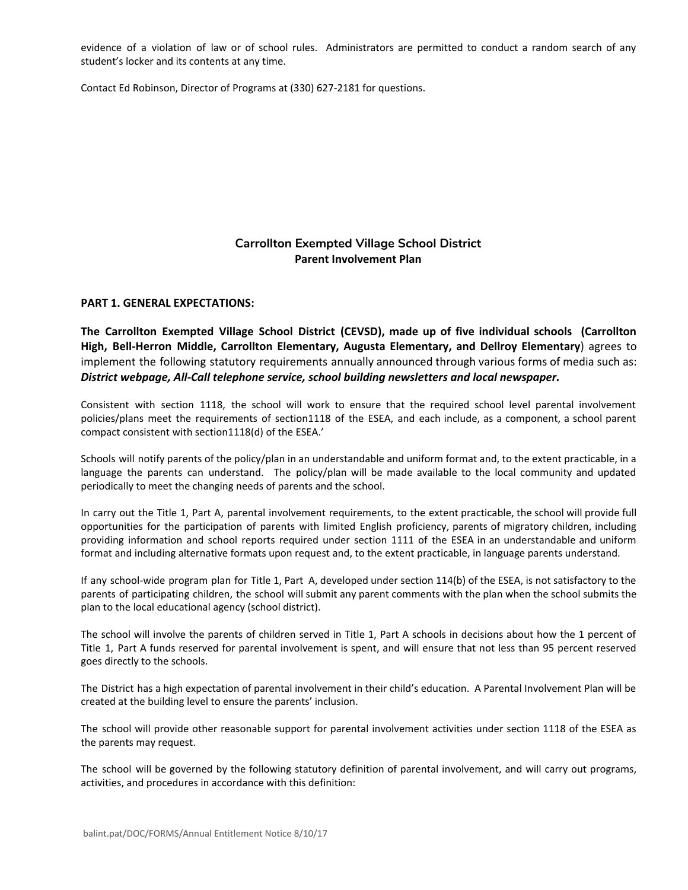evidence of a violation of law or of school rules. Administrators are permitted to conduct a random search of any student's locker and its contents at any time.

Contact Ed Robinson, Director of Programs at (330) 627-2181 for questions.

## Carrollton Exempted Village School District
### Parent Involvement Plan

**PART 1. GENERAL EXPECTATIONS:**

**The Carrollton Exempted Village School District (CEVSD), made up of five individual schools (Carrollton High, Bell-Herron Middle, Carrollton Elementary, Augusta Elementary, and Dellroy Elementary**) agrees to implement the following statutory requirements annually announced through various forms of media such as: ***District webpage, All-Call telephone service, school building newsletters and local newspaper.***

Consistent with section 1118, the school will work to ensure that the required school level parental involvement policies/plans meet the requirements of section1118 of the ESEA, and each include, as a component, a school parent compact consistent with section1118(d) of the ESEA.'

Schools will notify parents of the policy/plan in an understandable and uniform format and, to the extent practicable, in a language the parents can understand. The policy/plan will be made available to the local community and updated periodically to meet the changing needs of parents and the school.

In carry out the Title 1, Part A, parental involvement requirements, to the extent practicable, the school will provide full opportunities for the participation of parents with limited English proficiency, parents of migratory children, including providing information and school reports required under section 1111 of the ESEA in an understandable and uniform format and including alternative formats upon request and, to the extent practicable, in language parents understand.

If any school-wide program plan for Title 1, Part A, developed under section 114(b) of the ESEA, is not satisfactory to the parents of participating children, the school will submit any parent comments with the plan when the school submits the plan to the local educational agency (school district).

The school will involve the parents of children served in Title 1, Part A schools in decisions about how the 1 percent of Title 1, Part A funds reserved for parental involvement is spent, and will ensure that not less than 95 percent reserved goes directly to the schools.

The District has a high expectation of parental involvement in their child's education. A Parental Involvement Plan will be created at the building level to ensure the parents' inclusion.

The school will provide other reasonable support for parental involvement activities under section 1118 of the ESEA as the parents may request.

The school will be governed by the following statutory definition of parental involvement, and will carry out programs, activities, and procedures in accordance with this definition: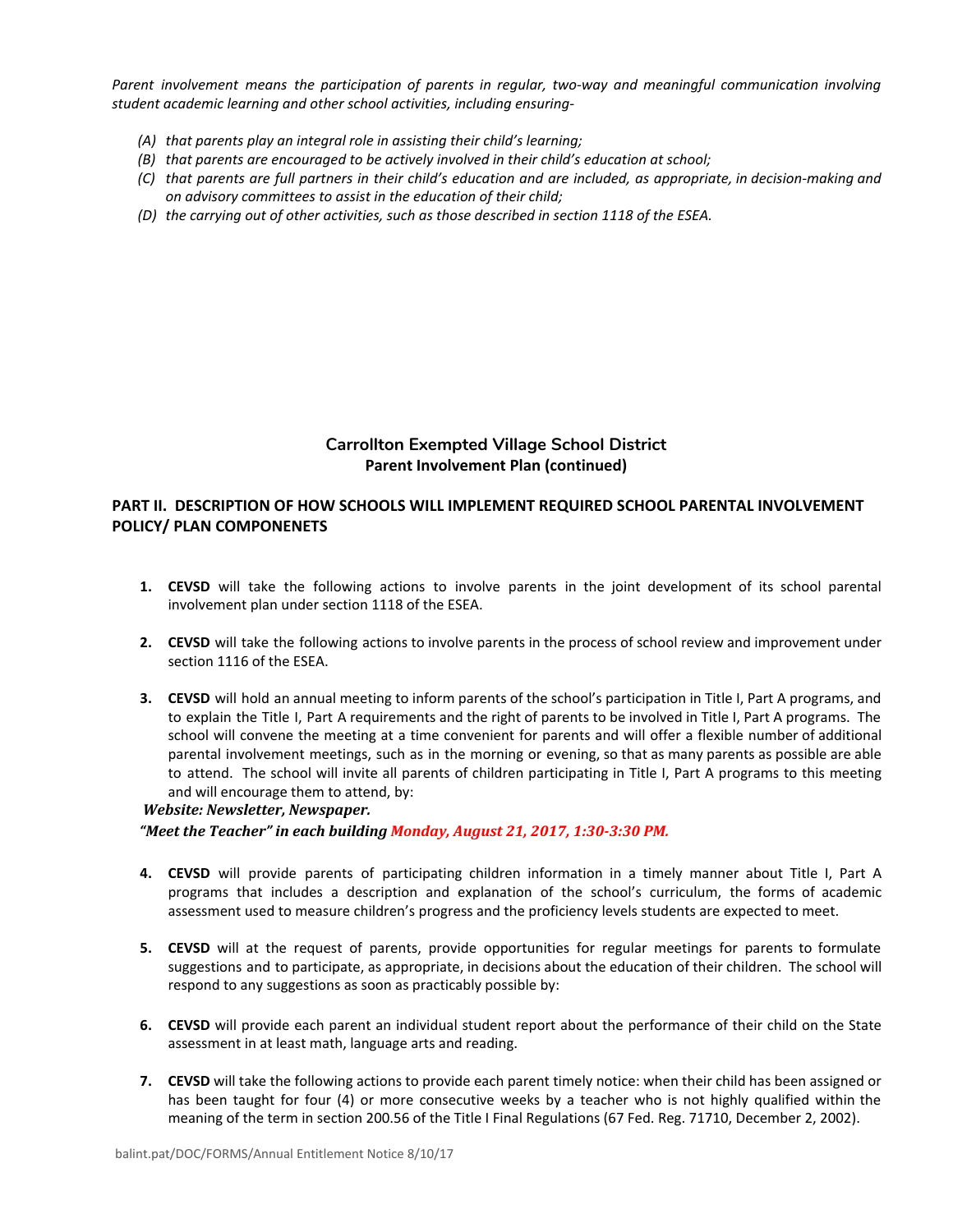*Parent involvement means the participation of parents in regular, two-way and meaningful communication involving student academic learning and other school activities, including ensuring-*

- *(A) that parents play an integral role in assisting their child's learning;*
- *(B) that parents are encouraged to be actively involved in their child's education at school;*
- *(C) that parents are full partners in their child's education and are included, as appropriate, in decision-making and on advisory committees to assist in the education of their child;*
- *(D) the carrying out of other activities, such as those described in section 1118 of the ESEA.*

## Carrollton Exempted Village School District
### Parent Involvement Plan (continued)

## PART II. DESCRIPTION OF HOW SCHOOLS WILL IMPLEMENT REQUIRED SCHOOL PARENTAL INVOLVEMENT POLICY/ PLAN COMPONENETS

1. **CEVSD** will take the following actions to involve parents in the joint development of its school parental involvement plan under section 1118 of the ESEA.

2. **CEVSD** will take the following actions to involve parents in the process of school review and improvement under section 1116 of the ESEA.

3. **CEVSD** will hold an annual meeting to inform parents of the school's participation in Title I, Part A programs, and to explain the Title I, Part A requirements and the right of parents to be involved in Title I, Part A programs. The school will convene the meeting at a time convenient for parents and will offer a flexible number of additional parental involvement meetings, such as in the morning or evening, so that as many parents as possible are able to attend. The school will invite all parents of children participating in Title I, Part A programs to this meeting and will encourage them to attend, by:

***Website: Newsletter, Newspaper.***

***"Meet the Teacher" in each building Monday, August 21, 2017, 1:30-3:30 PM.***

4. **CEVSD** will provide parents of participating children information in a timely manner about Title I, Part A programs that includes a description and explanation of the school's curriculum, the forms of academic assessment used to measure children's progress and the proficiency levels students are expected to meet.

5. **CEVSD** will at the request of parents, provide opportunities for regular meetings for parents to formulate suggestions and to participate, as appropriate, in decisions about the education of their children. The school will respond to any suggestions as soon as practicably possible by:

6. **CEVSD** will provide each parent an individual student report about the performance of their child on the State assessment in at least math, language arts and reading.

7. **CEVSD** will take the following actions to provide each parent timely notice: when their child has been assigned or has been taught for four (4) or more consecutive weeks by a teacher who is not highly qualified within the meaning of the term in section 200.56 of the Title I Final Regulations (67 Fed. Reg. 71710, December 2, 2002).

balint.pat/DOC/FORMS/Annual Entitlement Notice 8/10/17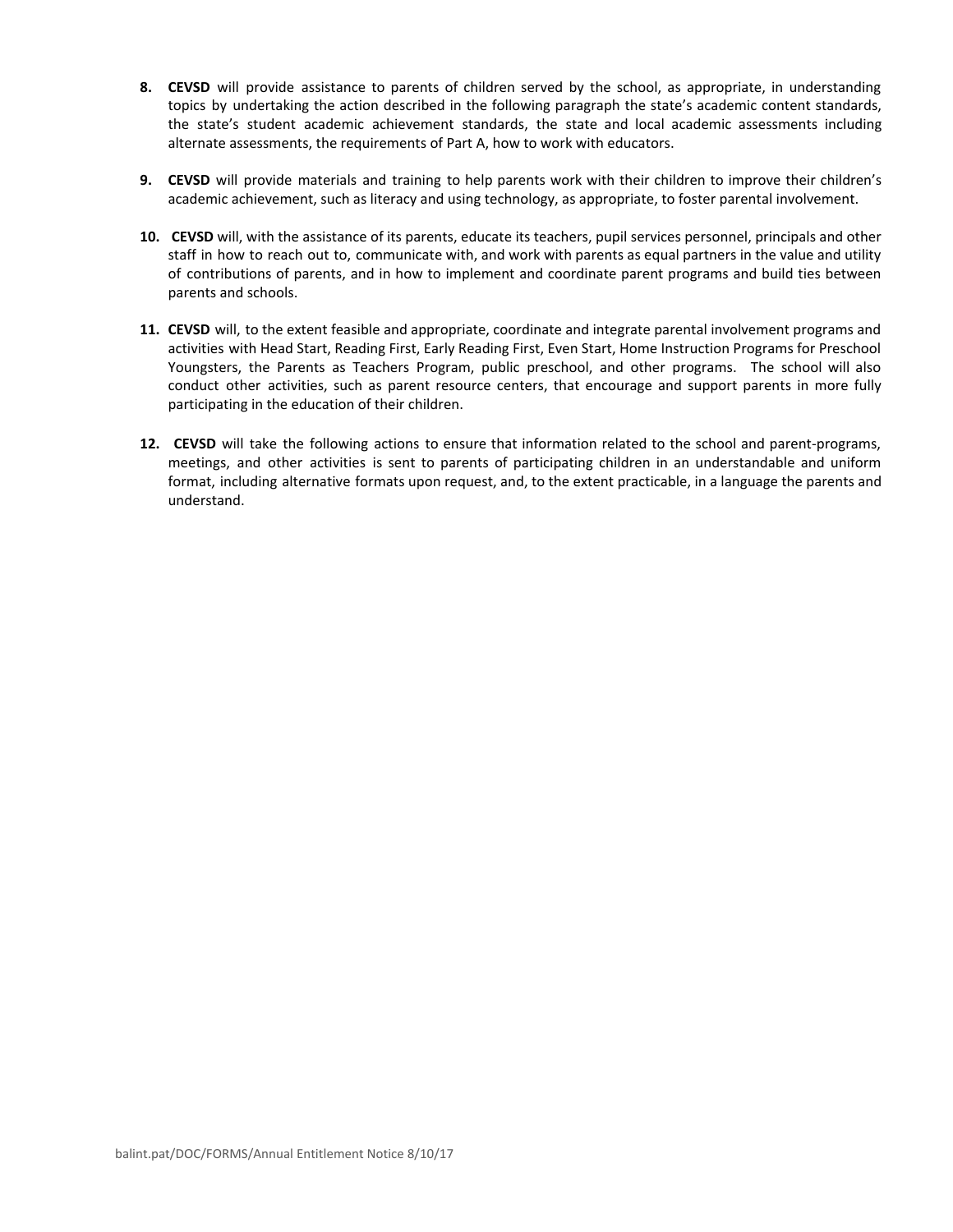8. **CEVSD** will provide assistance to parents of children served by the school, as appropriate, in understanding topics by undertaking the action described in the following paragraph the state's academic content standards, the state's student academic achievement standards, the state and local academic assessments including alternate assessments, the requirements of Part A, how to work with educators.

9. **CEVSD** will provide materials and training to help parents work with their children to improve their children's academic achievement, such as literacy and using technology, as appropriate, to foster parental involvement.

10. **CEVSD** will, with the assistance of its parents, educate its teachers, pupil services personnel, principals and other staff in how to reach out to, communicate with, and work with parents as equal partners in the value and utility of contributions of parents, and in how to implement and coordinate parent programs and build ties between parents and schools.

11. **CEVSD** will, to the extent feasible and appropriate, coordinate and integrate parental involvement programs and activities with Head Start, Reading First, Early Reading First, Even Start, Home Instruction Programs for Preschool Youngsters, the Parents as Teachers Program, public preschool, and other programs. The school will also conduct other activities, such as parent resource centers, that encourage and support parents in more fully participating in the education of their children.

12. **CEVSD** will take the following actions to ensure that information related to the school and parent-programs, meetings, and other activities is sent to parents of participating children in an understandable and uniform format, including alternative formats upon request, and, to the extent practicable, in a language the parents and understand.

balint.pat/DOC/FORMS/Annual Entitlement Notice 8/10/17